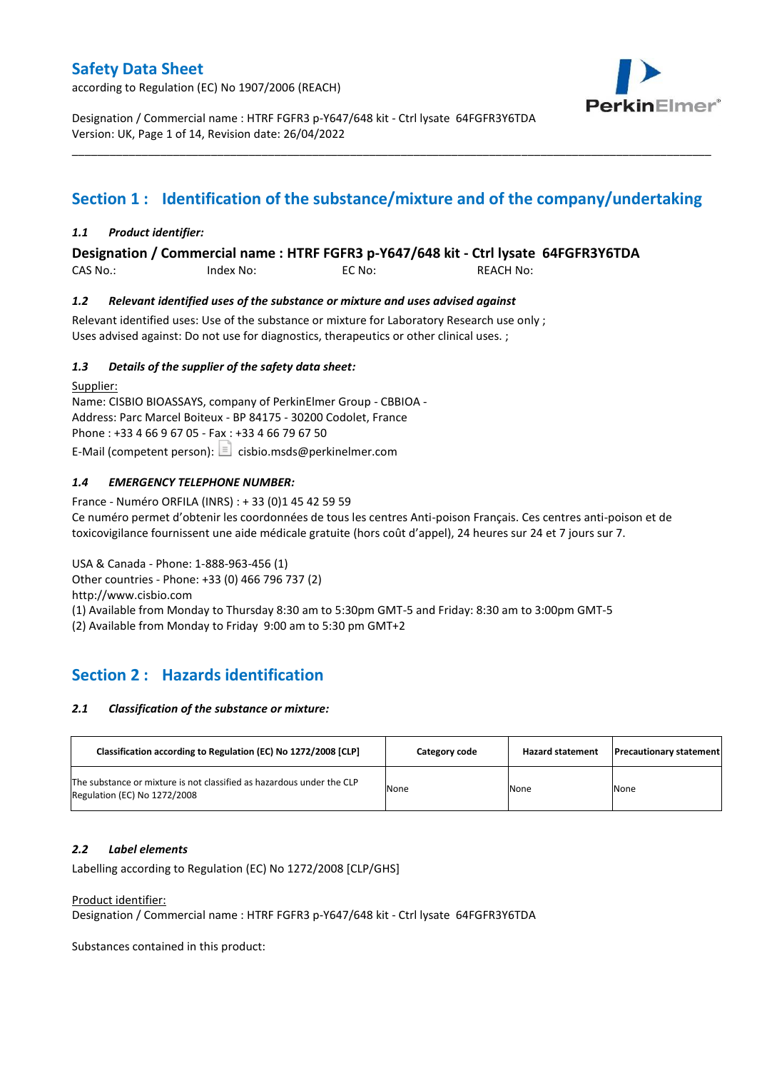# Safety Data Sheet

according to Regulation (EC) No 1907/2006 (REACH)

Designation / Commercial name : HTRF FGFR3 p-Y647/648 kit - Ctrl lysate 64FGFR3Y6TDA
Version: UK, Page 1 of 14, Revision date: 26/04/2022

## Section 1 : Identification of the substance/mixture and of the company/undertaking

### *1.1 Product identifier:*

**Designation / Commercial name : HTRF FGFR3 p-Y647/648 kit - Ctrl lysate 64FGFR3Y6TDA**

CAS No.: Index No: EC No: REACH No:

### *1.2 Relevant identified uses of the substance or mixture and uses advised against*

Relevant identified uses: Use of the substance or mixture for Laboratory Research use only ;
Uses advised against: Do not use for diagnostics, therapeutics or other clinical uses. ;

### *1.3 Details of the supplier of the safety data sheet:*

Supplier:
Name: CISBIO BIOASSAYS, company of PerkinElmer Group - CBBIOA -
Address: Parc Marcel Boiteux - BP 84175 - 30200 Codolet, France
Phone : +33 4 66 9 67 05 - Fax : +33 4 66 79 67 50
E-Mail (competent person): cisbio.msds@perkinelmer.com

### *1.4 EMERGENCY TELEPHONE NUMBER:*

France - Numéro ORFILA (INRS) : + 33 (0)1 45 42 59 59
Ce numéro permet d'obtenir les coordonnées de tous les centres Anti-poison Français. Ces centres anti-poison et de toxicovigilance fournissent une aide médicale gratuite (hors coût d'appel), 24 heures sur 24 et 7 jours sur 7.

USA & Canada - Phone: 1-888-963-456 (1)
Other countries - Phone: +33 (0) 466 796 737 (2)
http://www.cisbio.com
(1) Available from Monday to Thursday 8:30 am to 5:30pm GMT-5 and Friday: 8:30 am to 3:00pm GMT-5
(2) Available from Monday to Friday 9:00 am to 5:30 pm GMT+2

## Section 2 : Hazards identification

### *2.1 Classification of the substance or mixture:*

| Classification according to Regulation (EC) No 1272/2008 [CLP] | Category code | Hazard statement | Precautionary statement |
|---|---|---|---|
| The substance or mixture is not classified as hazardous under the CLP Regulation (EC) No 1272/2008 | None | None | None |

### *2.2 Label elements*

Labelling according to Regulation (EC) No 1272/2008 [CLP/GHS]

Product identifier:
Designation / Commercial name : HTRF FGFR3 p-Y647/648 kit - Ctrl lysate 64FGFR3Y6TDA

Substances contained in this product: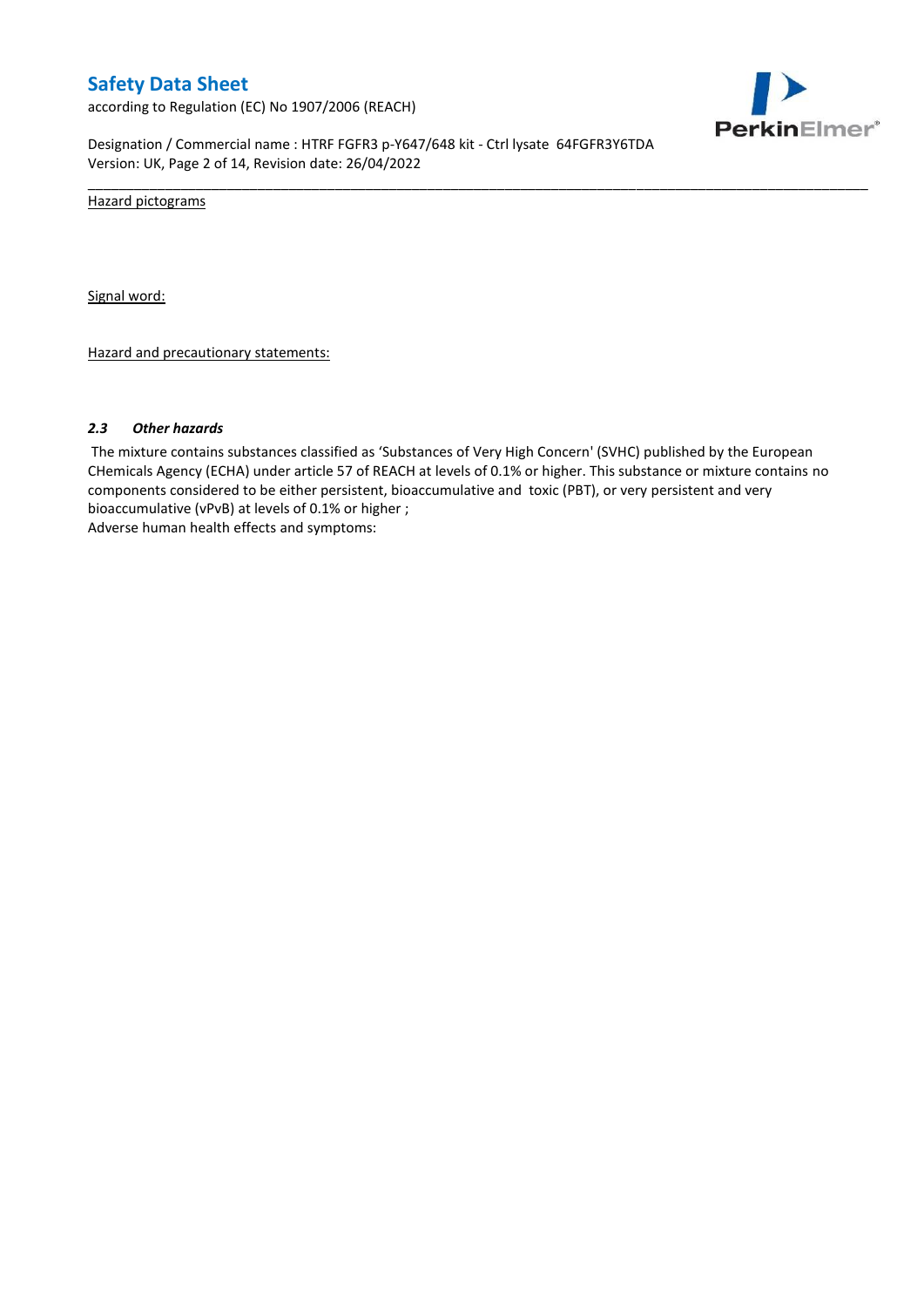Hazard pictograms

Signal word:

Hazard and precautionary statements:

### *2.3 Other hazards*

The mixture contains substances classified as 'Substances of Very High Concern' (SVHC) published by the European CHemicals Agency (ECHA) under article 57 of REACH at levels of 0.1% or higher. This substance or mixture contains no components considered to be either persistent, bioaccumulative and toxic (PBT), or very persistent and very bioaccumulative (vPvB) at levels of 0.1% or higher ;

Adverse human health effects and symptoms: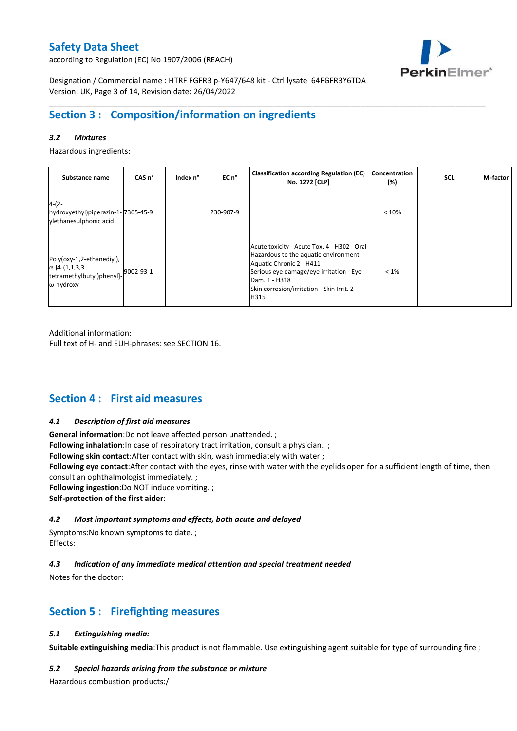## Section 3 : Composition/information on ingredients

### *3.2 Mixtures*

Hazardous ingredients:

| Substance name | CAS n° | Index n° | EC n° | Classification according Regulation (EC) No. 1272 [CLP] | Concentration (%) | SCL | M-factor |
|---|---|---|---|---|---|---|---|
| 4-(2-hydroxyethyl)piperazin-1-ylethanesulphonic acid | 7365-45-9 | | 230-907-9 | | < 10% | | |
| Poly(oxy-1,2-ethanediyl), α-[4-(1,1,3,3-tetramethylbutyl)phenyl]-ω-hydroxy- | 9002-93-1 | | | Acute toxicity - Acute Tox. 4 - H302 - Oral<br>Hazardous to the aquatic environment - Aquatic Chronic 2 - H411<br>Serious eye damage/eye irritation - Eye Dam. 1 - H318<br>Skin corrosion/irritation - Skin Irrit. 2 - H315 | < 1% | | |

Additional information:
Full text of H- and EUH-phrases: see SECTION 16.

## Section 4 : First aid measures

### *4.1 Description of first aid measures*

**General information**:Do not leave affected person unattended. ;
**Following inhalation**:In case of respiratory tract irritation, consult a physician. ;
**Following skin contact**:After contact with skin, wash immediately with water ;
**Following eye contact**:After contact with the eyes, rinse with water with the eyelids open for a sufficient length of time, then consult an ophthalmologist immediately. ;
**Following ingestion**:Do NOT induce vomiting. ;
**Self-protection of the first aider**:

### *4.2 Most important symptoms and effects, both acute and delayed*

Symptoms:No known symptoms to date. ;
Effects:

### *4.3 Indication of any immediate medical attention and special treatment needed*

Notes for the doctor:

## Section 5 : Firefighting measures

### *5.1 Extinguishing media:*

**Suitable extinguishing media**:This product is not flammable. Use extinguishing agent suitable for type of surrounding fire ;

### *5.2 Special hazards arising from the substance or mixture*

Hazardous combustion products:/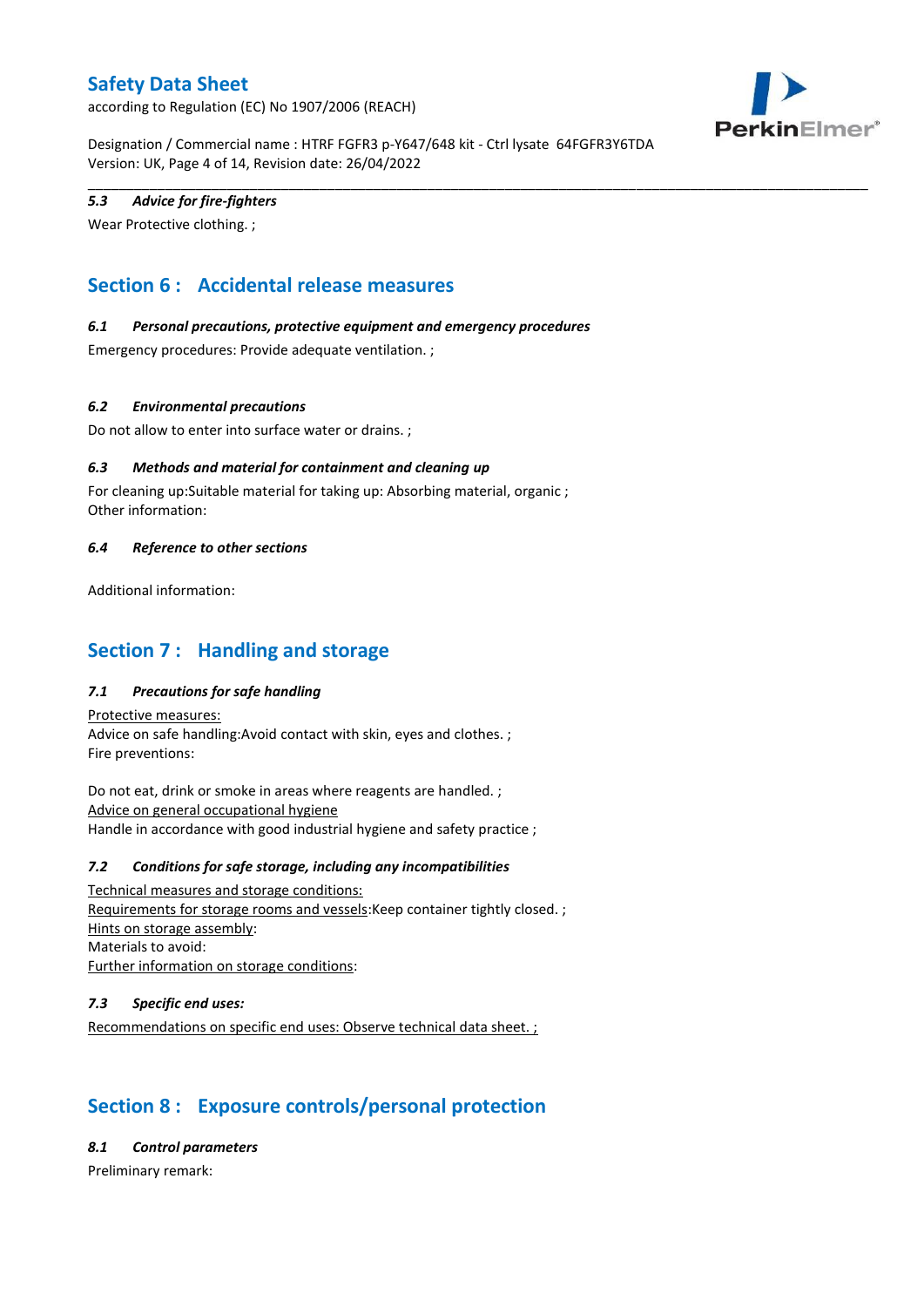### 5.3 Advice for fire-fighters

Wear Protective clothing. ;

## Section 6 : Accidental release measures

### 6.1 Personal precautions, protective equipment and emergency procedures

Emergency procedures: Provide adequate ventilation. ;

### 6.2 Environmental precautions

Do not allow to enter into surface water or drains. ;

### 6.3 Methods and material for containment and cleaning up

For cleaning up:Suitable material for taking up: Absorbing material, organic ;
Other information:

### 6.4 Reference to other sections

Additional information:

## Section 7 : Handling and storage

### 7.1 Precautions for safe handling

Protective measures:
Advice on safe handling:Avoid contact with skin, eyes and clothes. ;
Fire preventions:

Do not eat, drink or smoke in areas where reagents are handled. ;
Advice on general occupational hygiene
Handle in accordance with good industrial hygiene and safety practice ;

### 7.2 Conditions for safe storage, including any incompatibilities

Technical measures and storage conditions:
Requirements for storage rooms and vessels:Keep container tightly closed. ;
Hints on storage assembly:
Materials to avoid:
Further information on storage conditions:

### 7.3 Specific end uses:

Recommendations on specific end uses: Observe technical data sheet. ;

## Section 8 : Exposure controls/personal protection

### 8.1 Control parameters

Preliminary remark: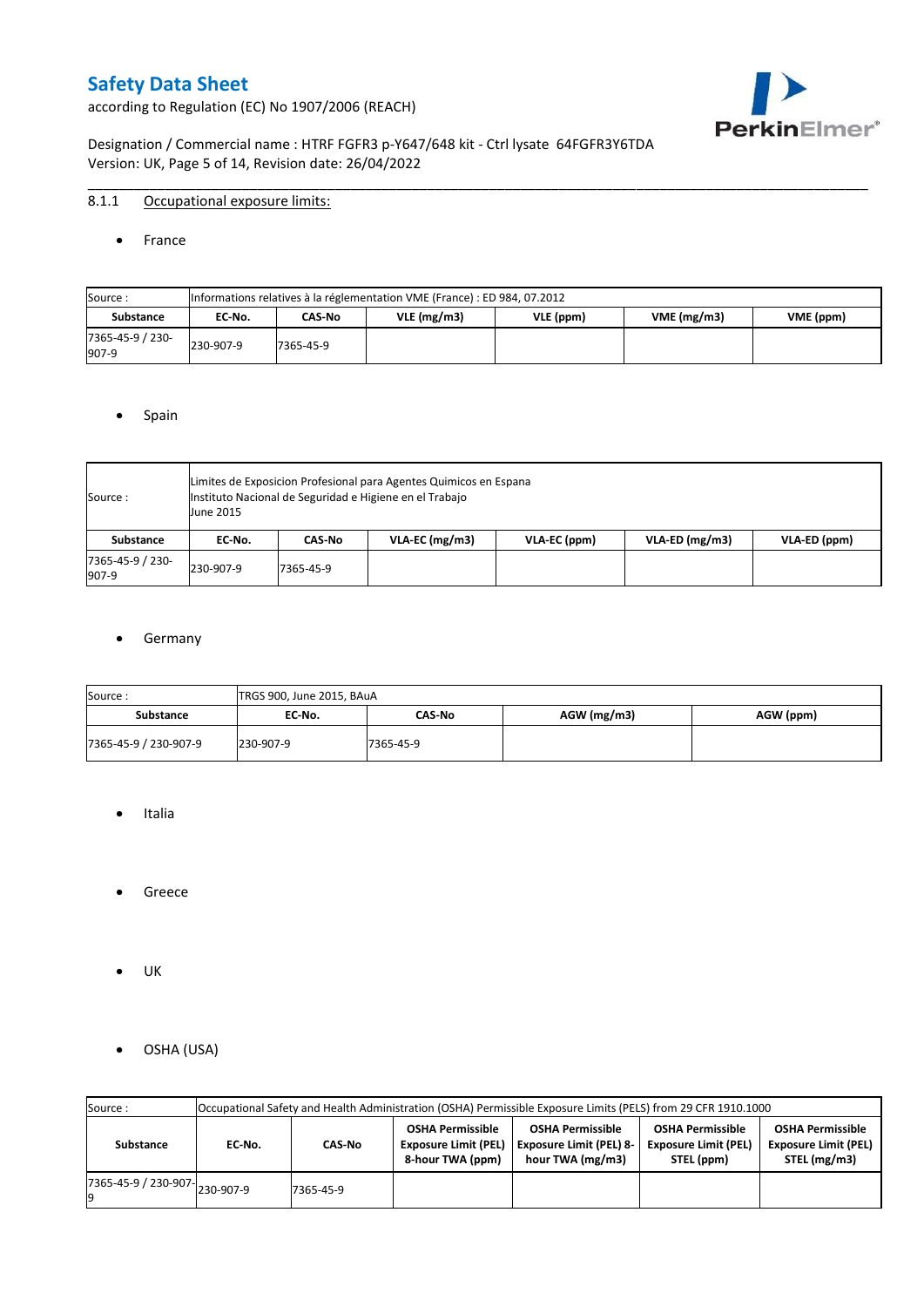8.1.1 Occupational exposure limits:

- France

| Source : | Informations relatives à la réglementation VME (France) : ED 984, 07.2012 | | | | | |
|---|---|---|---|---|---|---|
| **Substance** | **EC-No.** | **CAS-No** | **VLE (mg/m3)** | **VLE (ppm)** | **VME (mg/m3)** | **VME (ppm)** |
| 7365-45-9 / 230-907-9 | 230-907-9 | 7365-45-9 | | | | |

- Spain

| Source : | Limites de Exposicion Profesional para Agentes Quimicos en Espana<br>Instituto Nacional de Seguridad e Higiene en el Trabajo<br>June 2015 | | | | | |
|---|---|---|---|---|---|---|
| **Substance** | **EC-No.** | **CAS-No** | **VLA-EC (mg/m3)** | **VLA-EC (ppm)** | **VLA-ED (mg/m3)** | **VLA-ED (ppm)** |
| 7365-45-9 / 230-907-9 | 230-907-9 | 7365-45-9 | | | | |

- Germany

| Source : | TRGS 900, June 2015, BAuA | | | |
|---|---|---|---|---|
| **Substance** | **EC-No.** | **CAS-No** | **AGW (mg/m3)** | **AGW (ppm)** |
| 7365-45-9 / 230-907-9 | 230-907-9 | 7365-45-9 | | |

- Italia

- Greece

- UK

- OSHA (USA)

| Source : | Occupational Safety and Health Administration (OSHA) Permissible Exposure Limits (PELS) from 29 CFR 1910.1000 | | | | | |
|---|---|---|---|---|---|---|
| **Substance** | **EC-No.** | **CAS-No** | **OSHA Permissible Exposure Limit (PEL) 8-hour TWA (ppm)** | **OSHA Permissible Exposure Limit (PEL) 8-hour TWA (mg/m3)** | **OSHA Permissible Exposure Limit (PEL) STEL (ppm)** | **OSHA Permissible Exposure Limit (PEL) STEL (mg/m3)** |
| 7365-45-9 / 230-907-9 | 230-907-9 | 7365-45-9 | | | | |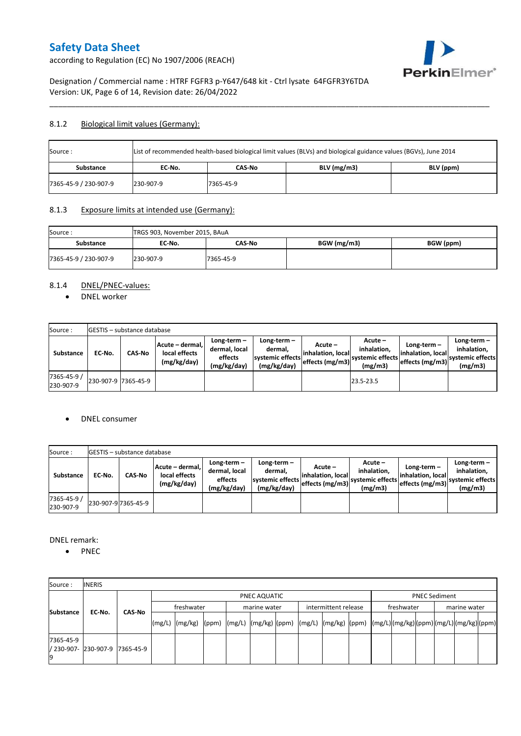### 8.1.2 Biological limit values (Germany):

| Source : | List of recommended health-based biological limit values (BLVs) and biological guidance values (BGVs), June 2014 | | | |
|---|---|---|---|---|
| **Substance** | **EC-No.** | **CAS-No** | **BLV (mg/m3)** | **BLV (ppm)** |
| 7365-45-9 / 230-907-9 | 230-907-9 | 7365-45-9 | | |

### 8.1.3 Exposure limits at intended use (Germany):

| Source : | TRGS 903, November 2015, BAuA | | | |
|---|---|---|---|---|
| **Substance** | **EC-No.** | **CAS-No** | **BGW (mg/m3)** | **BGW (ppm)** |
| 7365-45-9 / 230-907-9 | 230-907-9 | 7365-45-9 | | |

### 8.1.4 DNEL/PNEC-values:

- DNEL worker

| Source : | GESTIS – substance database | | | | | | | | | |
|---|---|---|---|---|---|---|---|---|---|---|
| **Substance** | **EC-No.** | **CAS-No** | **Acute – dermal, local effects (mg/kg/day)** | **Long-term – dermal, local effects (mg/kg/day)** | **Long-term – dermal, systemic effects (mg/kg/day)** | **Acute – inhalation, local effects (mg/m3)** | **Acute – inhalation, systemic effects (mg/m3)** | **Long-term – inhalation, local effects (mg/m3)** | **Long-term – inhalation, systemic effects (mg/m3)** |
| 7365-45-9 / 230-907-9 | 230-907-9 | 7365-45-9 | | | | | 23.5-23.5 | | |

- DNEL consumer

| Source : | GESTIS – substance database | | | | | | | | | |
|---|---|---|---|---|---|---|---|---|---|---|
| **Substance** | **EC-No.** | **CAS-No** | **Acute – dermal, local effects (mg/kg/day)** | **Long-term – dermal, local effects (mg/kg/day)** | **Long-term – dermal, systemic effects (mg/kg/day)** | **Acute – inhalation, local effects (mg/m3)** | **Acute – inhalation, systemic effects (mg/m3)** | **Long-term – inhalation, local effects (mg/m3)** | **Long-term – inhalation, systemic effects (mg/m3)** |
| 7365-45-9 / 230-907-9 | 230-907-9 | 7365-45-9 | | | | | | | |

DNEL remark:

- PNEC

| Source : | INERIS | | | | | | | | | | | | | | | | | |
|---|---|---|---|---|---|---|---|---|---|---|---|---|---|---|---|---|---|---|
| **Substance** | **EC-No.** | **CAS-No** | PNEC AQUATIC | | | | | | | | | PNEC Sediment | | | | | |
| | | | freshwater | | | marine water | | | intermittent release | | | freshwater | | | marine water | | |
| | | | (mg/L) | (mg/kg) | (ppm) | (mg/L) | (mg/kg) | (ppm) | (mg/L) | (mg/kg) | (ppm) | (mg/L) | (mg/kg) | (ppm) | (mg/L) | (mg/kg) | (ppm) |
| 7365-45-9 / 230-907-9 | 230-907-9 | 7365-45-9 | | | | | | | | | | | | | | | |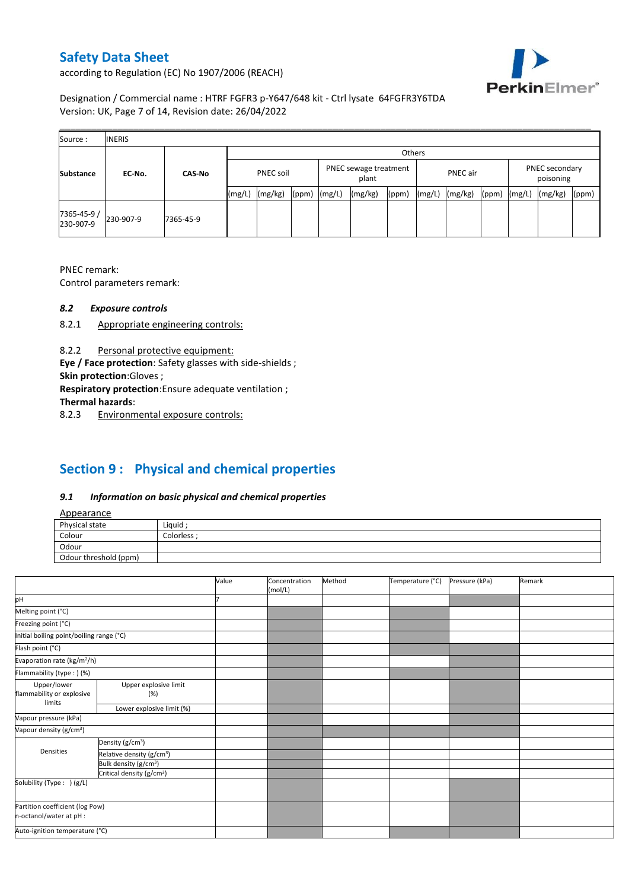| Source : | INERIS | | | | | | | | | | | | | |
|---|---|---|---|---|---|---|---|---|---|---|---|---|---|---|
| | | | Others | | | | | | | | | | | |
| Substance | EC-No. | CAS-No | PNEC soil | | | PNEC sewage treatment plant | | | PNEC air | | | PNEC secondary poisoning | | |
| | | | (mg/L) | (mg/kg) | (ppm) | (mg/L) | (mg/kg) | (ppm) | (mg/L) | (mg/kg) | (ppm) | (mg/L) | (mg/kg) | (ppm) |
| 7365-45-9 / 230-907-9 | 230-907-9 | 7365-45-9 | | | | | | | | | | | | |

PNEC remark:

Control parameters remark:

### *8.2 Exposure controls*

8.2.1 Appropriate engineering controls:

8.2.2 Personal protective equipment:

**Eye / Face protection**: Safety glasses with side-shields ;

**Skin protection**:Gloves ;

**Respiratory protection**:Ensure adequate ventilation ;

**Thermal hazards**:

8.2.3 Environmental exposure controls:

## Section 9 : Physical and chemical properties

### *9.1 Information on basic physical and chemical properties*

Appearance

| Physical state | Liquid ; |
|---|---|
| Colour | Colorless ; |
| Odour | |
| Odour threshold (ppm) | |

| | | Value | Concentration (mol/L) | Method | Temperature (°C) | Pressure (kPa) | Remark |
|---|---|---|---|---|---|---|---|
| pH | | 7 | | | | | |
| Melting point (°C) | | | | | | | |
| Freezing point (°C) | | | | | | | |
| Initial boiling point/boiling range (°C) | | | | | | | |
| Flash point (°C) | | | | | | | |
| Evaporation rate (kg/m²/h) | | | | | | | |
| Flammability (type : ) (%) | | | | | | | |
| Upper/lower flammability or explosive limits | Upper explosive limit (%) | | | | | | |
| | Lower explosive limit (%) | | | | | | |
| Vapour pressure (kPa) | | | | | | | |
| Vapour density (g/cm³) | | | | | | | |
| Densities | Density (g/cm³) | | | | | | |
| | Relative density (g/cm³) | | | | | | |
| | Bulk density (g/cm³) | | | | | | |
| | Critical density (g/cm³) | | | | | | |
| Solubility (Type : ) (g/L) | | | | | | | |
| Partition coefficient (log Pow) n-octanol/water at pH : | | | | | | | |
| Auto-ignition temperature (°C) | | | | | | | |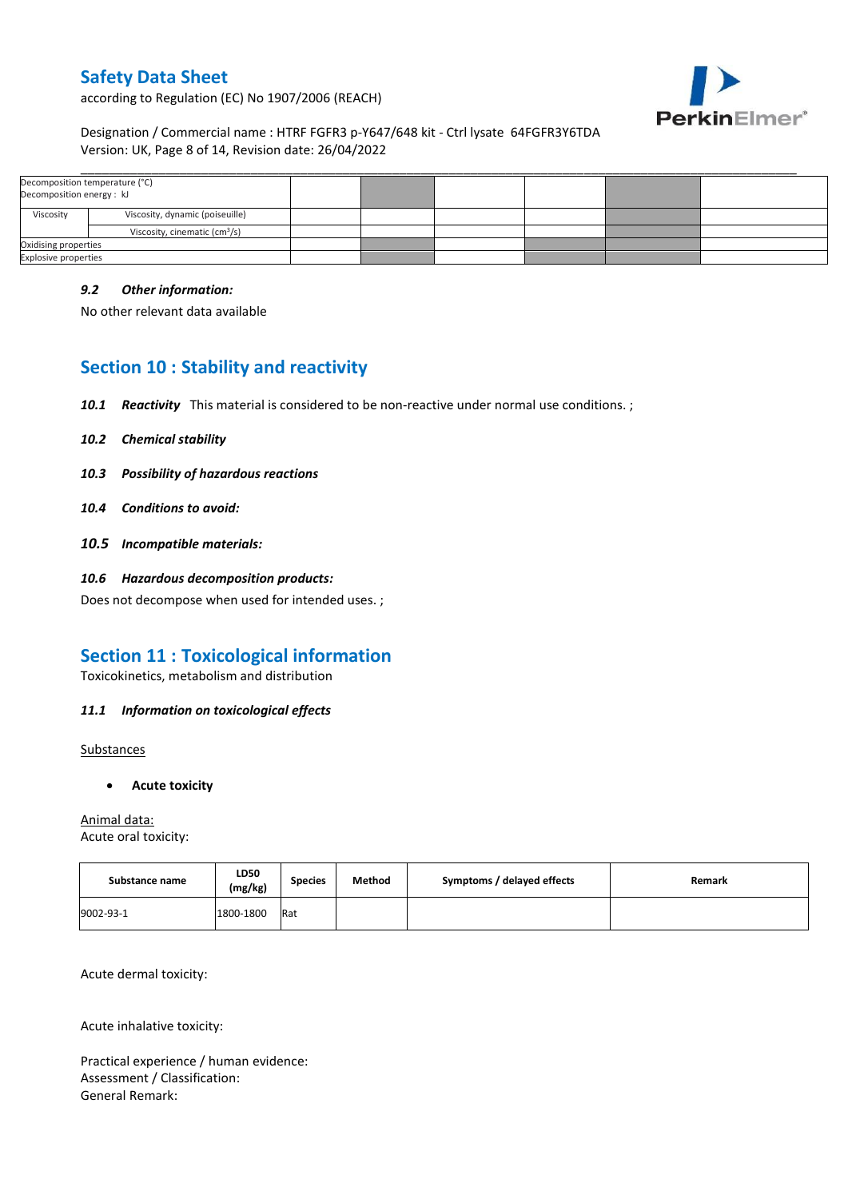| Decomposition temperature (°C) Decomposition energy : kJ | | | | | | | |
|---|---|---|---|---|---|---|---|
| Viscosity | Viscosity, dynamic (poiseuille) | | | | | | |
| | Viscosity, cinematic ($cm^3$/s) | | | | | | |
| Oxidising properties | | | | | | | |
| Explosive properties | | | | | | | |

### *9.2 Other information:*

No other relevant data available

## Section 10 : Stability and reactivity

***10.1 Reactivity*** This material is considered to be non-reactive under normal use conditions. ;

***10.2 Chemical stability***

***10.3 Possibility of hazardous reactions***

***10.4 Conditions to avoid:***

***10.5 Incompatible materials:***

***10.6 Hazardous decomposition products:***

Does not decompose when used for intended uses. ;

## Section 11 : Toxicological information

Toxicokinetics, metabolism and distribution

### *11.1 Information on toxicological effects*

Substances

- **Acute toxicity**

Animal data:

Acute oral toxicity:

| Substance name | LD50 (mg/kg) | Species | Method | Symptoms / delayed effects | Remark |
|---|---|---|---|---|---|
| 9002-93-1 | 1800-1800 | Rat | | | |

Acute dermal toxicity:

Acute inhalative toxicity:

Practical experience / human evidence:
Assessment / Classification:
General Remark: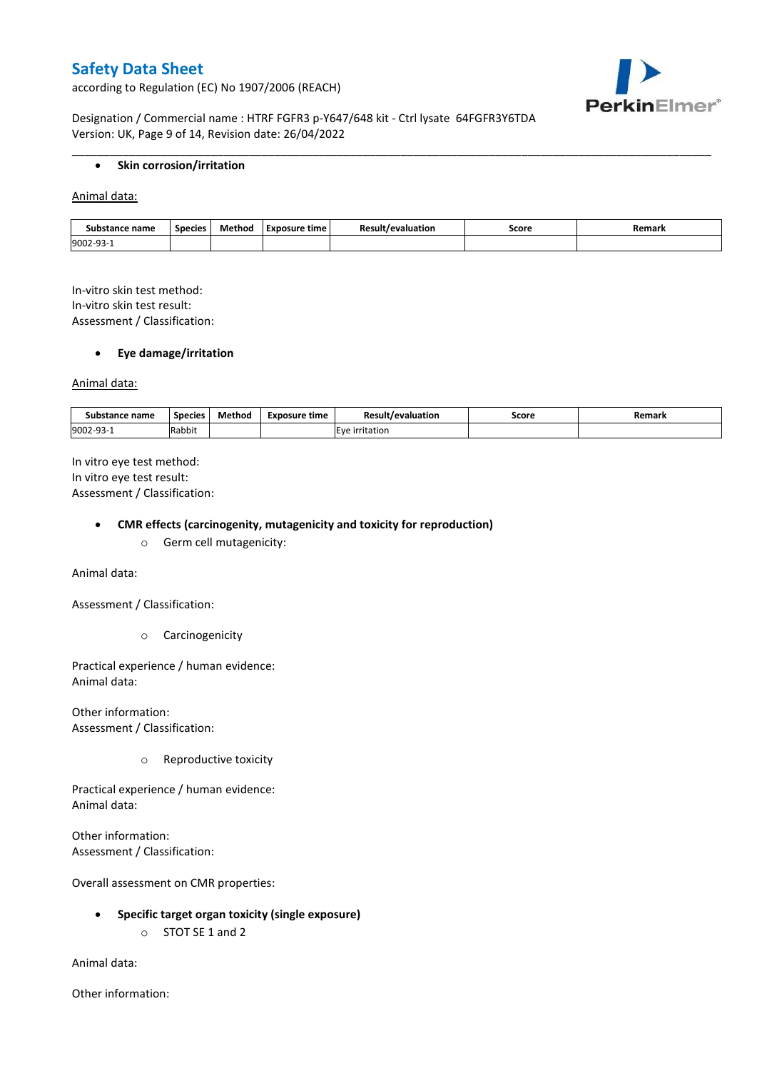- **Skin corrosion/irritation**

Animal data:

| Substance name | Species | Method | Exposure time | Result/evaluation | Score | Remark |
|---|---|---|---|---|---|---|
| 9002-93-1 | | | | | | |

In-vitro skin test method:
In-vitro skin test result:
Assessment / Classification:

- **Eye damage/irritation**

Animal data:

| Substance name | Species | Method | Exposure time | Result/evaluation | Score | Remark |
|---|---|---|---|---|---|---|
| 9002-93-1 | Rabbit | | | Eye irritation | | |

In vitro eye test method:
In vitro eye test result:
Assessment / Classification:

- **CMR effects (carcinogenity, mutagenicity and toxicity for reproduction)**
  - Germ cell mutagenicity:

Animal data:

Assessment / Classification:

  - Carcinogenicity

Practical experience / human evidence:
Animal data:

Other information:
Assessment / Classification:

  - Reproductive toxicity

Practical experience / human evidence:
Animal data:

Other information:
Assessment / Classification:

Overall assessment on CMR properties:

- **Specific target organ toxicity (single exposure)**
  - STOT SE 1 and 2

Animal data:

Other information: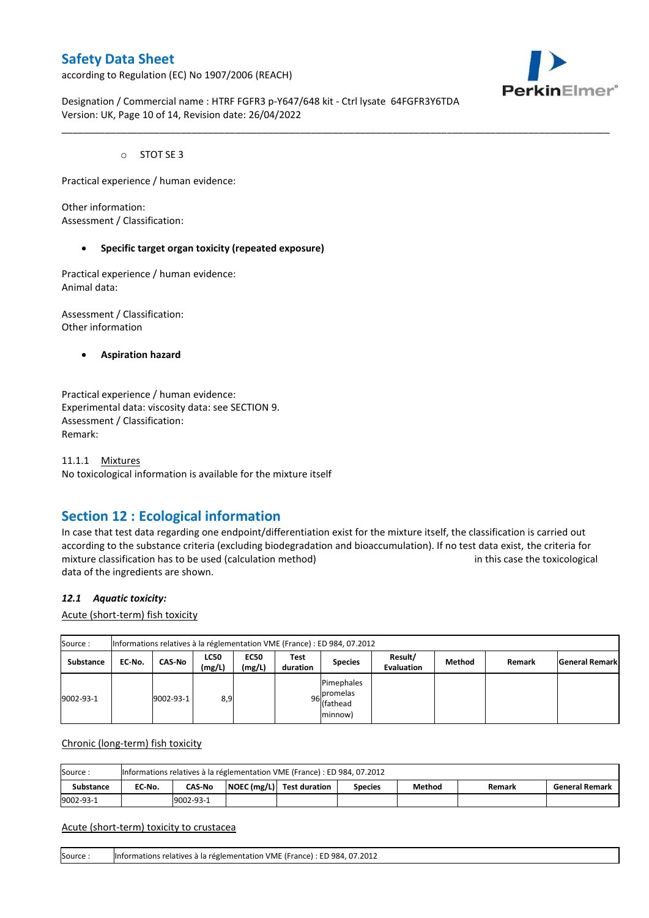- STOT SE 3

Practical experience / human evidence:

Other information:
Assessment / Classification:

- **Specific target organ toxicity (repeated exposure)**

Practical experience / human evidence:
Animal data:

Assessment / Classification:
Other information

- **Aspiration hazard**

Practical experience / human evidence:
Experimental data: viscosity data: see SECTION 9.
Assessment / Classification:
Remark:

11.1.1 Mixtures
No toxicological information is available for the mixture itself

## Section 12 : Ecological information

In case that test data regarding one endpoint/differentiation exist for the mixture itself, the classification is carried out according to the substance criteria (excluding biodegradation and bioaccumulation). If no test data exist, the criteria for mixture classification has to be used (calculation method) in this case the toxicological data of the ingredients are shown.

### *12.1 Aquatic toxicity:*

Acute (short-term) fish toxicity

| Source : | Informations relatives à la réglementation VME (France) : ED 984, 07.2012 | | | | | | | | | |
|---|---|---|---|---|---|---|---|---|---|---|
| **Substance** | **EC-No.** | **CAS-No** | **LC50 (mg/L)** | **EC50 (mg/L)** | **Test duration** | **Species** | **Result/ Evaluation** | **Method** | **Remark** | **General Remark** |
| 9002-93-1 | | 9002-93-1 | 8,9 | | 96 | Pimephales promelas (fathead minnow) | | | | |

Chronic (long-term) fish toxicity

| Source : | Informations relatives à la réglementation VME (France) : ED 984, 07.2012 | | | | | | | |
|---|---|---|---|---|---|---|---|---|
| **Substance** | **EC-No.** | **CAS-No** | **NOEC (mg/L)** | **Test duration** | **Species** | **Method** | **Remark** | **General Remark** |
| 9002-93-1 | | 9002-93-1 | | | | | | |

Acute (short-term) toxicity to crustacea

| Source : | Informations relatives à la réglementation VME (France) : ED 984, 07.2012 |
|---|---|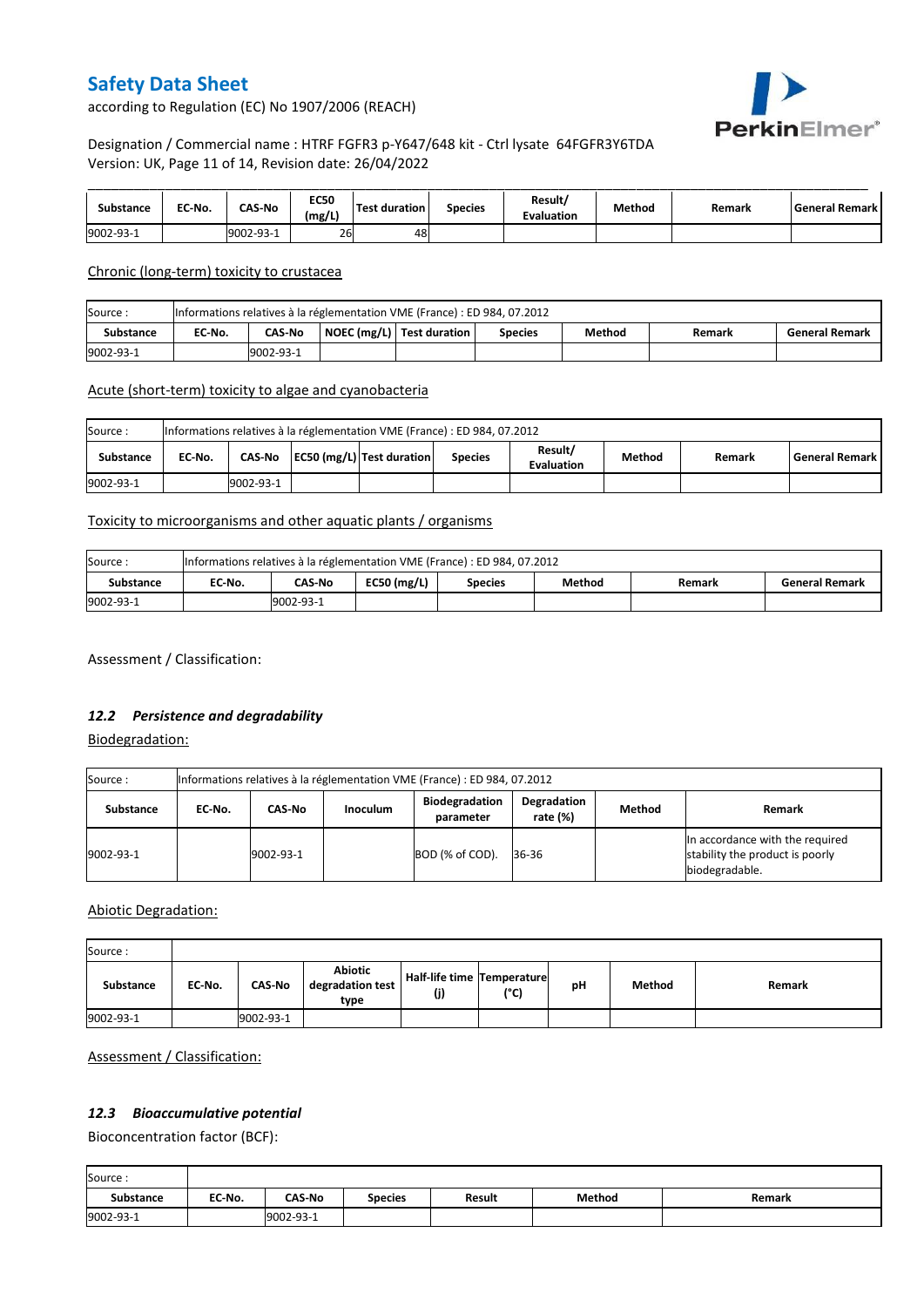| Substance | EC-No. | CAS-No | EC50 (mg/L) | Test duration | Species | Result/ Evaluation | Method | Remark | General Remark |
|---|---|---|---|---|---|---|---|---|---|
| 9002-93-1 | | 9002-93-1 | 26 | 48 | | | | | |

Chronic (long-term) toxicity to crustacea

| Source : | Informations relatives à la réglementation VME (France) : ED 984, 07.2012 | | | | | | | |
|---|---|---|---|---|---|---|---|---|
| Substance | EC-No. | CAS-No | NOEC (mg/L) | Test duration | Species | Method | Remark | General Remark |
| 9002-93-1 | | 9002-93-1 | | | | | | |

Acute (short-term) toxicity to algae and cyanobacteria

| Source : | Informations relatives à la réglementation VME (France) : ED 984, 07.2012 | | | | | | | | |
|---|---|---|---|---|---|---|---|---|---|
| Substance | EC-No. | CAS-No | EC50 (mg/L) | Test duration | Species | Result/ Evaluation | Method | Remark | General Remark |
| 9002-93-1 | | 9002-93-1 | | | | | | | |

Toxicity to microorganisms and other aquatic plants / organisms

| Source : | Informations relatives à la réglementation VME (France) : ED 984, 07.2012 | | | | | | |
|---|---|---|---|---|---|---|---|
| Substance | EC-No. | CAS-No | EC50 (mg/L) | Species | Method | Remark | General Remark |
| 9002-93-1 | | 9002-93-1 | | | | | |

Assessment / Classification:

### *12.2 Persistence and degradability*

Biodegradation:

| Source : | Informations relatives à la réglementation VME (France) : ED 984, 07.2012 | | | | | | |
|---|---|---|---|---|---|---|---|
| Substance | EC-No. | CAS-No | Inoculum | Biodegradation parameter | Degradation rate (%) | Method | Remark |
| 9002-93-1 | | 9002-93-1 | | BOD (% of COD). | 36-36 | | In accordance with the required stability the product is poorly biodegradable. |

Abiotic Degradation:

| Source : | | | | | | | | |
|---|---|---|---|---|---|---|---|---|
| Substance | EC-No. | CAS-No | Abiotic degradation test type | Half-life time (j) | Temperature (°C) | pH | Method | Remark |
| 9002-93-1 | | 9002-93-1 | | | | | | |

Assessment / Classification:

### *12.3 Bioaccumulative potential*

Bioconcentration factor (BCF):

| Source : | | | | | | |
|---|---|---|---|---|---|---|
| Substance | EC-No. | CAS-No | Species | Result | Method | Remark |
| 9002-93-1 | | 9002-93-1 | | | | |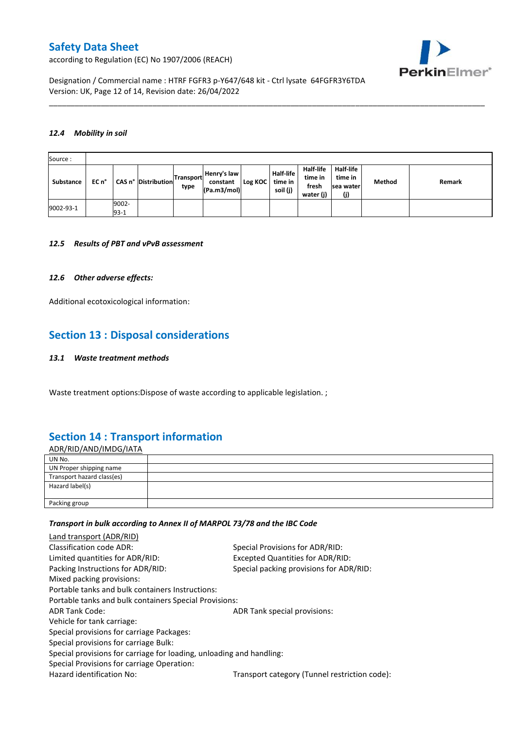### 12.4 Mobility in soil

| Source : | | | | | | | | | | | |
|---|---|---|---|---|---|---|---|---|---|---|---|
| Substance | EC n° | CAS n° | Distribution | Transport type | Henry's law constant (Pa.m3/mol) | Log KOC | Half-life time in soil (j) | Half-life time in fresh water (j) | Half-life time in sea water (j) | Method | Remark |
| 9002-93-1 | | 9002-93-1 | | | | | | | | | |

### 12.5 Results of PBT and vPvB assessment

### 12.6 Other adverse effects:

Additional ecotoxicological information:

## Section 13 : Disposal considerations

### 13.1 Waste treatment methods

Waste treatment options:Dispose of waste according to applicable legislation. ;

## Section 14 : Transport information

ADR/RID/AND/IMDG/IATA

| UN No. | |
|---|---|
| UN Proper shipping name | |
| Transport hazard class(es) | |
| Hazard label(s) | |
| Packing group | |

*Transport in bulk according to Annex II of MARPOL 73/78 and the IBC Code*

Land transport (ADR/RID)

Classification code ADR:
Special Provisions for ADR/RID:
Limited quantities for ADR/RID:
Excepted Quantities for ADR/RID:
Packing Instructions for ADR/RID:
Special packing provisions for ADR/RID:
Mixed packing provisions:
Portable tanks and bulk containers Instructions:
Portable tanks and bulk containers Special Provisions:
ADR Tank Code:
ADR Tank special provisions:
Vehicle for tank carriage:
Special provisions for carriage Packages:
Special provisions for carriage Bulk:
Special provisions for carriage for loading, unloading and handling:
Special Provisions for carriage Operation:
Hazard identification No:
Transport category (Tunnel restriction code):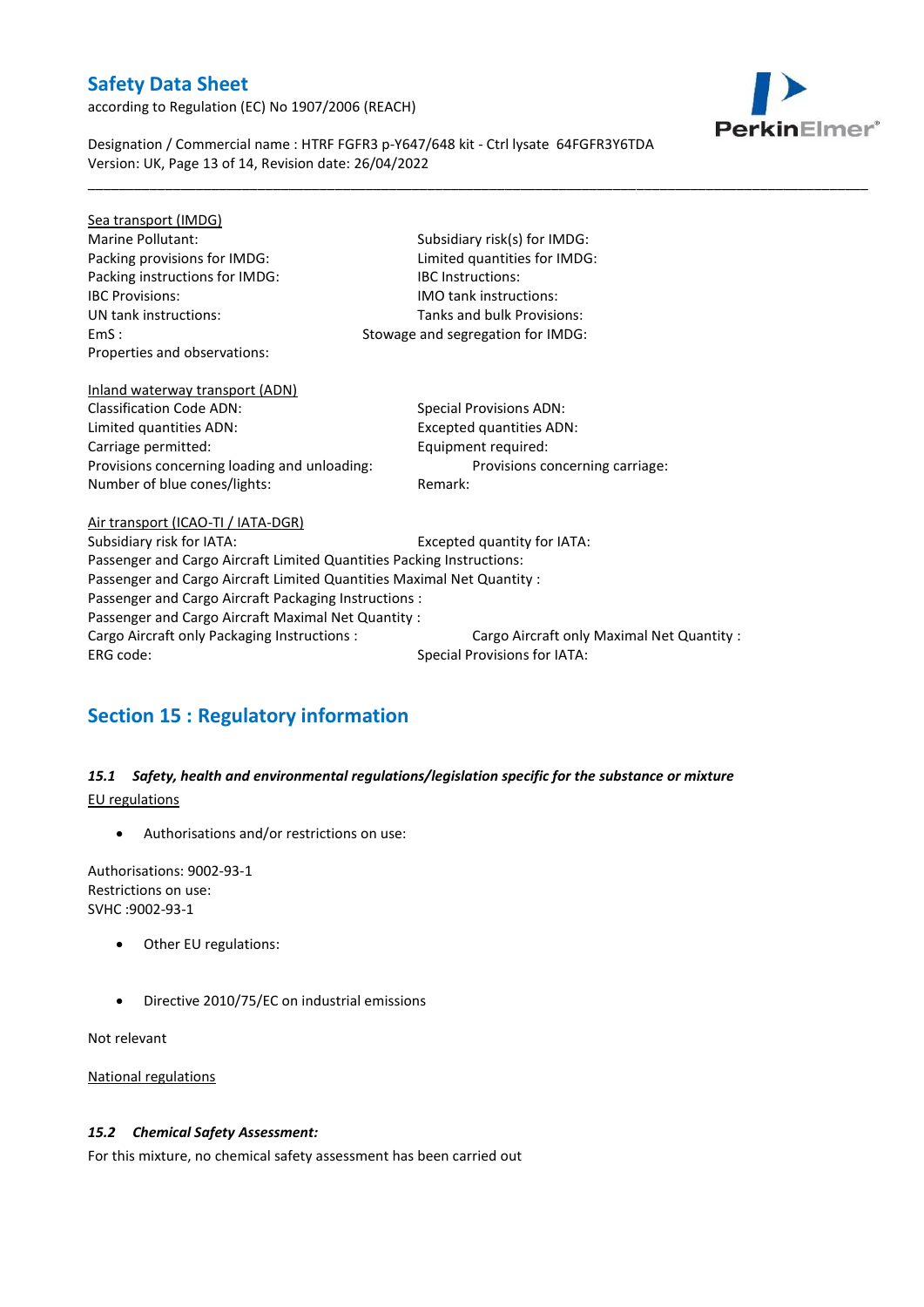Sea transport (IMDG)

Marine Pollutant:
Subsidiary risk(s) for IMDG:
Packing provisions for IMDG:
Limited quantities for IMDG:
Packing instructions for IMDG:
IBC Instructions:
IBC Provisions:
IMO tank instructions:
UN tank instructions:
Tanks and bulk Provisions:
EmS :
Stowage and segregation for IMDG:
Properties and observations:

Inland waterway transport (ADN)

Classification Code ADN:
Special Provisions ADN:
Limited quantities ADN:
Excepted quantities ADN:
Carriage permitted:
Equipment required:
Provisions concerning loading and unloading:
Provisions concerning carriage:
Number of blue cones/lights:
Remark:

Air transport (ICAO-TI / IATA-DGR)

Subsidiary risk for IATA:
Excepted quantity for IATA:
Passenger and Cargo Aircraft Limited Quantities Packing Instructions:
Passenger and Cargo Aircraft Limited Quantities Maximal Net Quantity :
Passenger and Cargo Aircraft Packaging Instructions :
Passenger and Cargo Aircraft Maximal Net Quantity :
Cargo Aircraft only Packaging Instructions :
Cargo Aircraft only Maximal Net Quantity :
ERG code:
Special Provisions for IATA:

## Section 15 : Regulatory information

### *15.1 Safety, health and environmental regulations/legislation specific for the substance or mixture*

EU regulations

- Authorisations and/or restrictions on use:

Authorisations: 9002-93-1
Restrictions on use:
SVHC :9002-93-1

- Other EU regulations:

- Directive 2010/75/EC on industrial emissions

Not relevant

National regulations

### *15.2 Chemical Safety Assessment:*

For this mixture, no chemical safety assessment has been carried out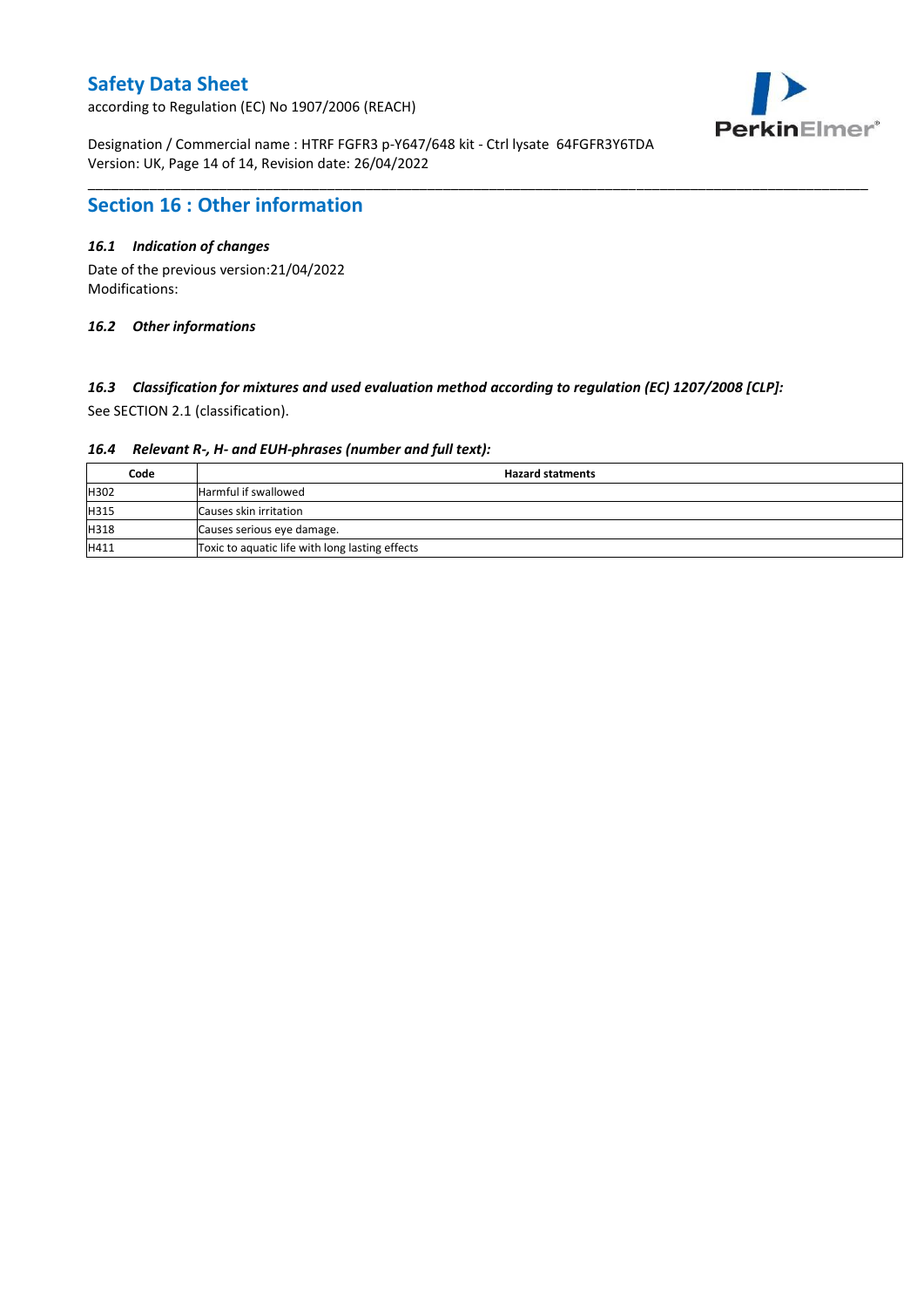## Section 16 : Other information

### *16.1 Indication of changes*

Date of the previous version:21/04/2022
Modifications:

### *16.2 Other informations*

### *16.3 Classification for mixtures and used evaluation method according to regulation (EC) 1207/2008 [CLP]:*

See SECTION 2.1 (classification).

### *16.4 Relevant R-, H- and EUH-phrases (number and full text):*

| Code | Hazard statments |
|---|---|
| H302 | Harmful if swallowed |
| H315 | Causes skin irritation |
| H318 | Causes serious eye damage. |
| H411 | Toxic to aquatic life with long lasting effects |